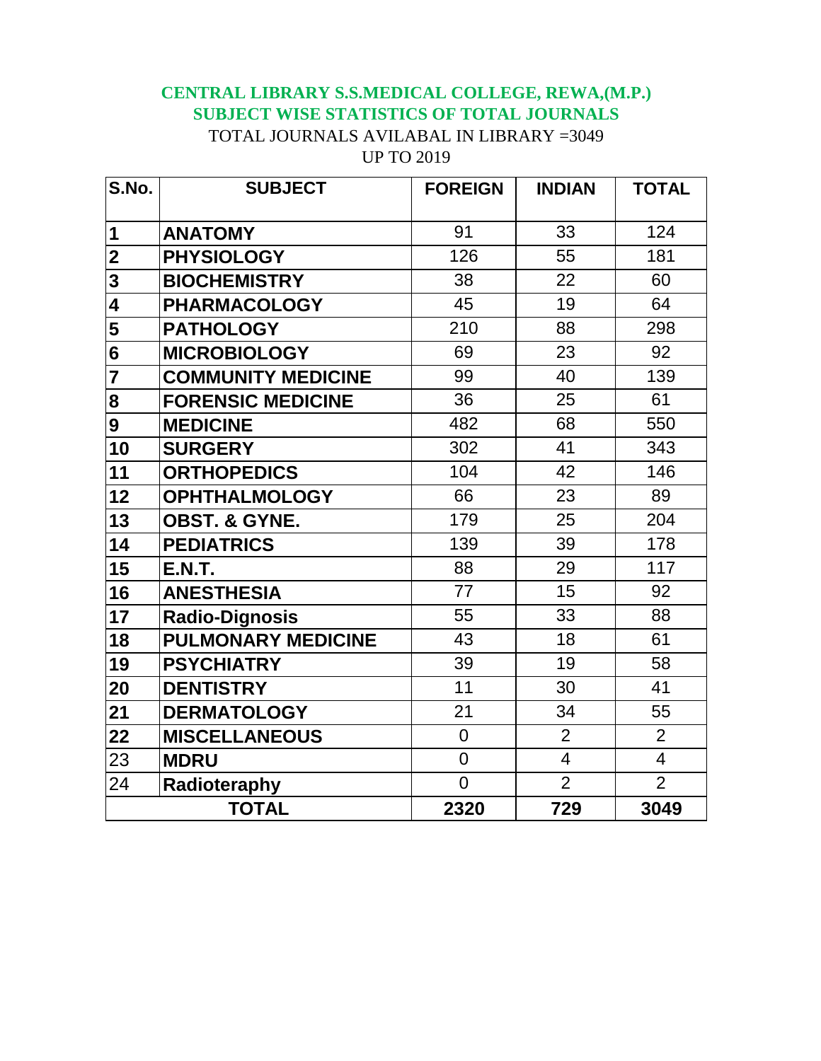# CENTRAL LIBRARY S.S.MEDICAL COLLEGE, REWA,(M.P.)

## SUBJECT WISE STATISTICS OF TOTAL JOURNALS

TOTAL JOURNALS AVILABAL IN LIBRARY =3049

UP TO 2019

| S.No. | SUBJECT | FOREIGN | INDIAN | TOTAL |
|---|---|---|---|---|
| 1 | ANATOMY | 91 | 33 | 124 |
| 2 | PHYSIOLOGY | 126 | 55 | 181 |
| 3 | BIOCHEMISTRY | 38 | 22 | 60 |
| 4 | PHARMACOLOGY | 45 | 19 | 64 |
| 5 | PATHOLOGY | 210 | 88 | 298 |
| 6 | MICROBIOLOGY | 69 | 23 | 92 |
| 7 | COMMUNITY MEDICINE | 99 | 40 | 139 |
| 8 | FORENSIC MEDICINE | 36 | 25 | 61 |
| 9 | MEDICINE | 482 | 68 | 550 |
| 10 | SURGERY | 302 | 41 | 343 |
| 11 | ORTHOPEDICS | 104 | 42 | 146 |
| 12 | OPHTHALMOLOGY | 66 | 23 | 89 |
| 13 | OBST. & GYNE. | 179 | 25 | 204 |
| 14 | PEDIATRICS | 139 | 39 | 178 |
| 15 | E.N.T. | 88 | 29 | 117 |
| 16 | ANESTHESIA | 77 | 15 | 92 |
| 17 | Radio-Dignosis | 55 | 33 | 88 |
| 18 | PULMONARY MEDICINE | 43 | 18 | 61 |
| 19 | PSYCHIATRY | 39 | 19 | 58 |
| 20 | DENTISTRY | 11 | 30 | 41 |
| 21 | DERMATOLOGY | 21 | 34 | 55 |
| 22 | MISCELLANEOUS | 0 | 2 | 2 |
| 23 | MDRU | 0 | 4 | 4 |
| 24 | Radioteraphy | 0 | 2 | 2 |
| **TOTAL** | | **2320** | **729** | **3049** |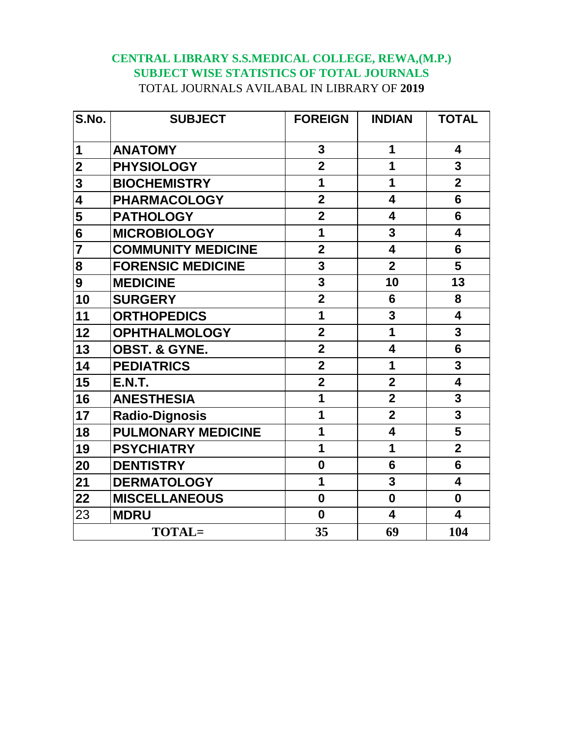**CENTRAL LIBRARY S.S.MEDICAL COLLEGE, REWA,(M.P.)**

**SUBJECT WISE STATISTICS OF TOTAL JOURNALS**

TOTAL JOURNALS AVILABAL IN LIBRARY OF **2019**

| S.No. | SUBJECT | FOREIGN | INDIAN | TOTAL |
|---|---|---|---|---|
| 1 | ANATOMY | 3 | 1 | 4 |
| 2 | PHYSIOLOGY | 2 | 1 | 3 |
| 3 | BIOCHEMISTRY | 1 | 1 | 2 |
| 4 | PHARMACOLOGY | 2 | 4 | 6 |
| 5 | PATHOLOGY | 2 | 4 | 6 |
| 6 | MICROBIOLOGY | 1 | 3 | 4 |
| 7 | COMMUNITY MEDICINE | 2 | 4 | 6 |
| 8 | FORENSIC MEDICINE | 3 | 2 | 5 |
| 9 | MEDICINE | 3 | 10 | 13 |
| 10 | SURGERY | 2 | 6 | 8 |
| 11 | ORTHOPEDICS | 1 | 3 | 4 |
| 12 | OPHTHALMOLOGY | 2 | 1 | 3 |
| 13 | OBST. & GYNE. | 2 | 4 | 6 |
| 14 | PEDIATRICS | 2 | 1 | 3 |
| 15 | E.N.T. | 2 | 2 | 4 |
| 16 | ANESTHESIA | 1 | 2 | 3 |
| 17 | Radio-Dignosis | 1 | 2 | 3 |
| 18 | PULMONARY MEDICINE | 1 | 4 | 5 |
| 19 | PSYCHIATRY | 1 | 1 | 2 |
| 20 | DENTISTRY | 0 | 6 | 6 |
| 21 | DERMATOLOGY | 1 | 3 | 4 |
| 22 | MISCELLANEOUS | 0 | 0 | 0 |
| 23 | MDRU | 0 | 4 | 4 |
| TOTAL= | | 35 | 69 | 104 |